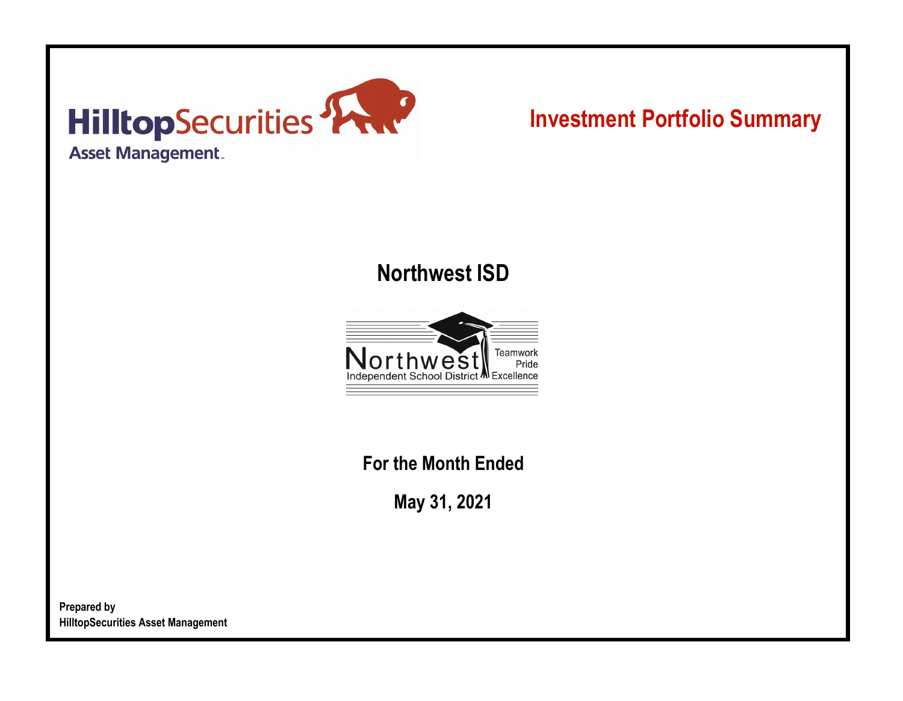HilltopSecurities

Asset Management

# Investment Portfolio Summary

## Northwest ISD

Northwest Independent School District

Teamwork Pride Excellence

**For the Month Ended**

**May 31, 2021**

**Prepared by**
**HilltopSecurities Asset Management**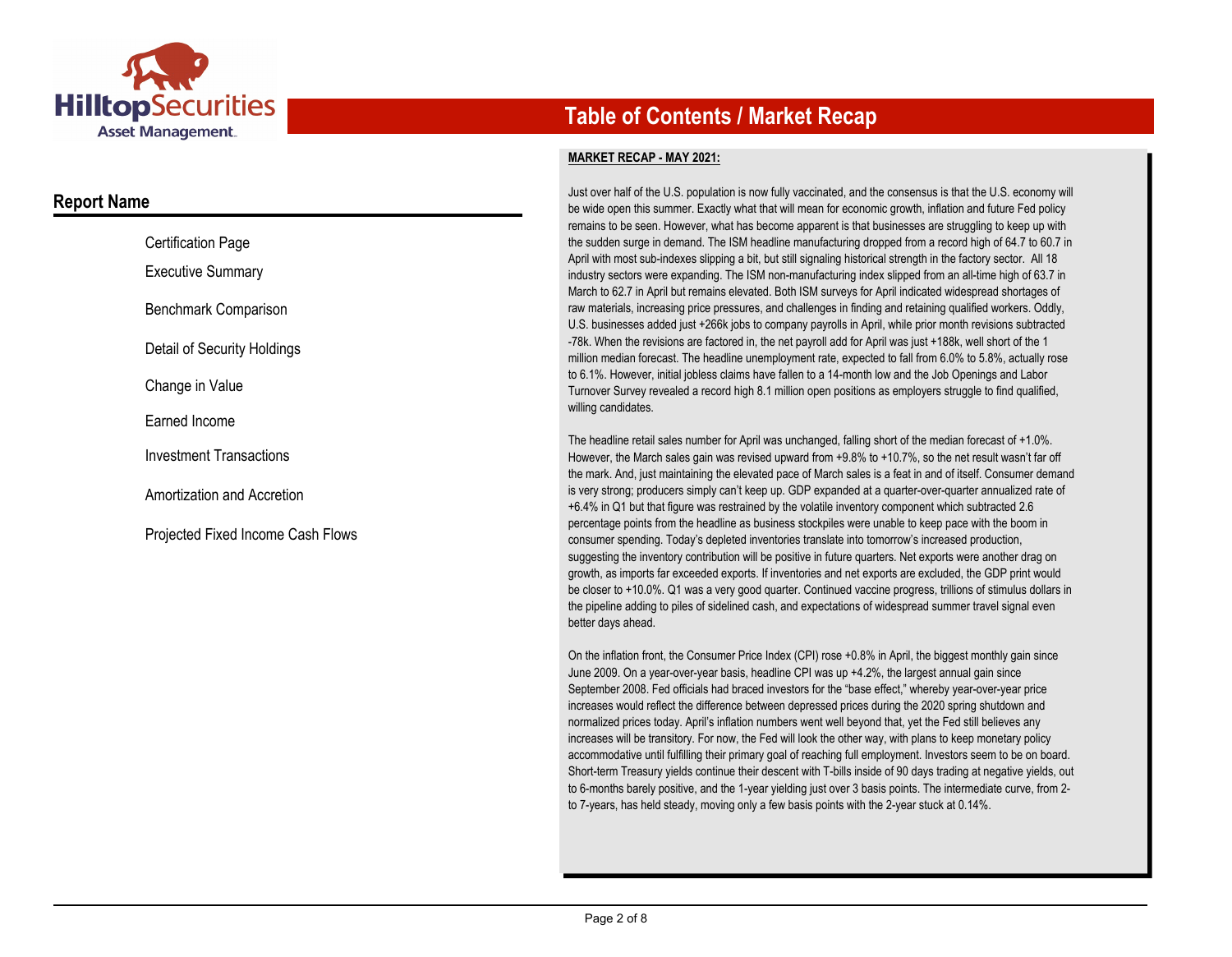# Table of Contents / Market Recap

## Report Name

- Certification Page
- Executive Summary
- Benchmark Comparison
- Detail of Security Holdings
- Change in Value
- Earned Income
- Investment Transactions
- Amortization and Accretion
- Projected Fixed Income Cash Flows

**MARKET RECAP - MAY 2021:**

Just over half of the U.S. population is now fully vaccinated, and the consensus is that the U.S. economy will be wide open this summer. Exactly what that will mean for economic growth, inflation and future Fed policy remains to be seen. However, what has become apparent is that businesses are struggling to keep up with the sudden surge in demand. The ISM headline manufacturing dropped from a record high of 64.7 to 60.7 in April with most sub-indexes slipping a bit, but still signaling historical strength in the factory sector. All 18 industry sectors were expanding. The ISM non-manufacturing index slipped from an all-time high of 63.7 in March to 62.7 in April but remains elevated. Both ISM surveys for April indicated widespread shortages of raw materials, increasing price pressures, and challenges in finding and retaining qualified workers. Oddly, U.S. businesses added just +266k jobs to company payrolls in April, while prior month revisions subtracted -78k. When the revisions are factored in, the net payroll add for April was just +188k, well short of the 1 million median forecast. The headline unemployment rate, expected to fall from 6.0% to 5.8%, actually rose to 6.1%. However, initial jobless claims have fallen to a 14-month low and the Job Openings and Labor Turnover Survey revealed a record high 8.1 million open positions as employers struggle to find qualified, willing candidates.

The headline retail sales number for April was unchanged, falling short of the median forecast of +1.0%. However, the March sales gain was revised upward from +9.8% to +10.7%, so the net result wasn't far off the mark. And, just maintaining the elevated pace of March sales is a feat in and of itself. Consumer demand is very strong; producers simply can't keep up. GDP expanded at a quarter-over-quarter annualized rate of +6.4% in Q1 but that figure was restrained by the volatile inventory component which subtracted 2.6 percentage points from the headline as business stockpiles were unable to keep pace with the boom in consumer spending. Today's depleted inventories translate into tomorrow's increased production, suggesting the inventory contribution will be positive in future quarters. Net exports were another drag on growth, as imports far exceeded exports. If inventories and net exports are excluded, the GDP print would be closer to +10.0%. Q1 was a very good quarter. Continued vaccine progress, trillions of stimulus dollars in the pipeline adding to piles of sidelined cash, and expectations of widespread summer travel signal even better days ahead.

On the inflation front, the Consumer Price Index (CPI) rose +0.8% in April, the biggest monthly gain since June 2009. On a year-over-year basis, headline CPI was up +4.2%, the largest annual gain since September 2008. Fed officials had braced investors for the "base effect," whereby year-over-year price increases would reflect the difference between depressed prices during the 2020 spring shutdown and normalized prices today. April's inflation numbers went well beyond that, yet the Fed still believes any increases will be transitory. For now, the Fed will look the other way, with plans to keep monetary policy accommodative until fulfilling their primary goal of reaching full employment. Investors seem to be on board. Short-term Treasury yields continue their descent with T-bills inside of 90 days trading at negative yields, out to 6-months barely positive, and the 1-year yielding just over 3 basis points. The intermediate curve, from 2- to 7-years, has held steady, moving only a few basis points with the 2-year stuck at 0.14%.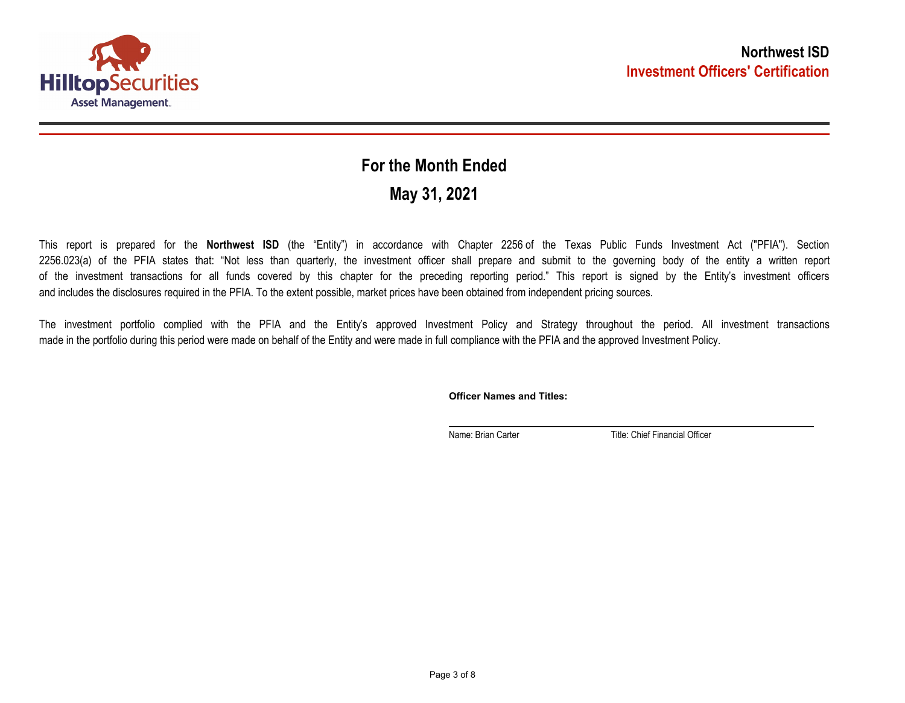**Northwest ISD**

**Investment Officers' Certification**

## For the Month Ended

## May 31, 2021

This report is prepared for the **Northwest ISD** (the "Entity") in accordance with Chapter 2256 of the Texas Public Funds Investment Act ("PFIA"). Section 2256.023(a) of the PFIA states that: "Not less than quarterly, the investment officer shall prepare and submit to the governing body of the entity a written report of the investment transactions for all funds covered by this chapter for the preceding reporting period." This report is signed by the Entity's investment officers and includes the disclosures required in the PFIA. To the extent possible, market prices have been obtained from independent pricing sources.

The investment portfolio complied with the PFIA and the Entity's approved Investment Policy and Strategy throughout the period. All investment transactions made in the portfolio during this period were made on behalf of the Entity and were made in full compliance with the PFIA and the approved Investment Policy.

**Officer Names and Titles:**

Name: Brian Carter Title: Chief Financial Officer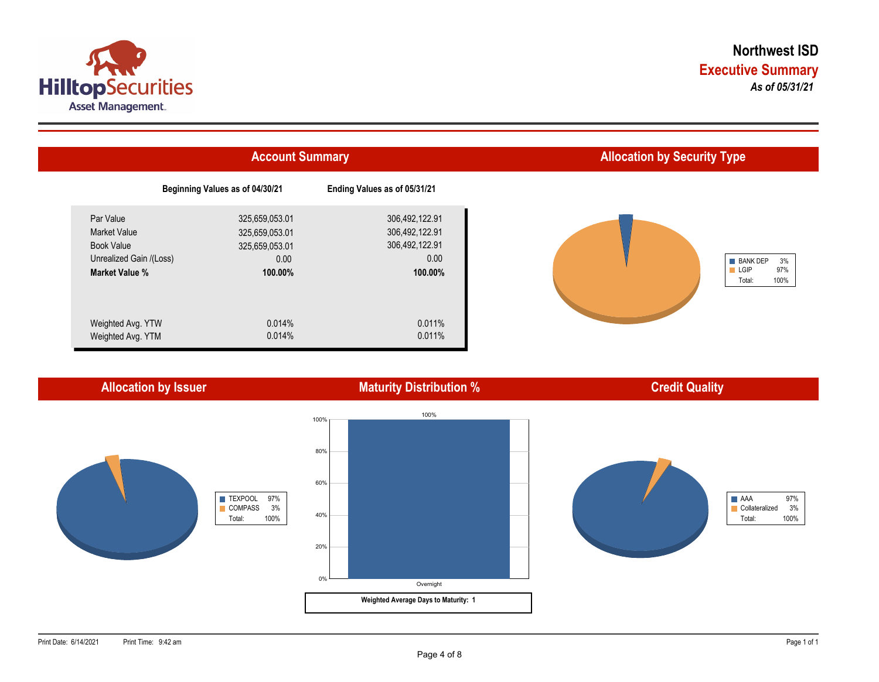# Northwest ISD

## Executive Summary

***As of 05/31/21***

## Account Summary

| | Beginning Values as of 04/30/21 | Ending Values as of 05/31/21 |
|---|---|---|
| Par Value | 325,659,053.01 | 306,492,122.91 |
| Market Value | 325,659,053.01 | 306,492,122.91 |
| Book Value | 325,659,053.01 | 306,492,122.91 |
| Unrealized Gain /(Loss) | 0.00 | 0.00 |
| **Market Value %** | **100.00%** | **100.00%** |
| Weighted Avg. YTW | 0.014% | 0.011% |
| Weighted Avg. YTM | 0.014% | 0.011% |

## Allocation by Security Type

| Type | % |
|---|---|
| BANK DEP | 3% |
| LGIP | 97% |
| Total: | 100% |

## Allocation by Issuer

| Issuer | % |
|---|---|
| TEXPOOL | 97% |
| COMPASS | 3% |
| Total: | 100% |

## Maturity Distribution %

| Maturity | % |
|---|---|
| Overnight | 100% |

**Weighted Average Days to Maturity: 1**

## Credit Quality

| Rating | % |
|---|---|
| AAA | 97% |
| Collateralized | 3% |
| Total: | 100% |

Print Date: 6/14/2021 Print Time: 9:42 am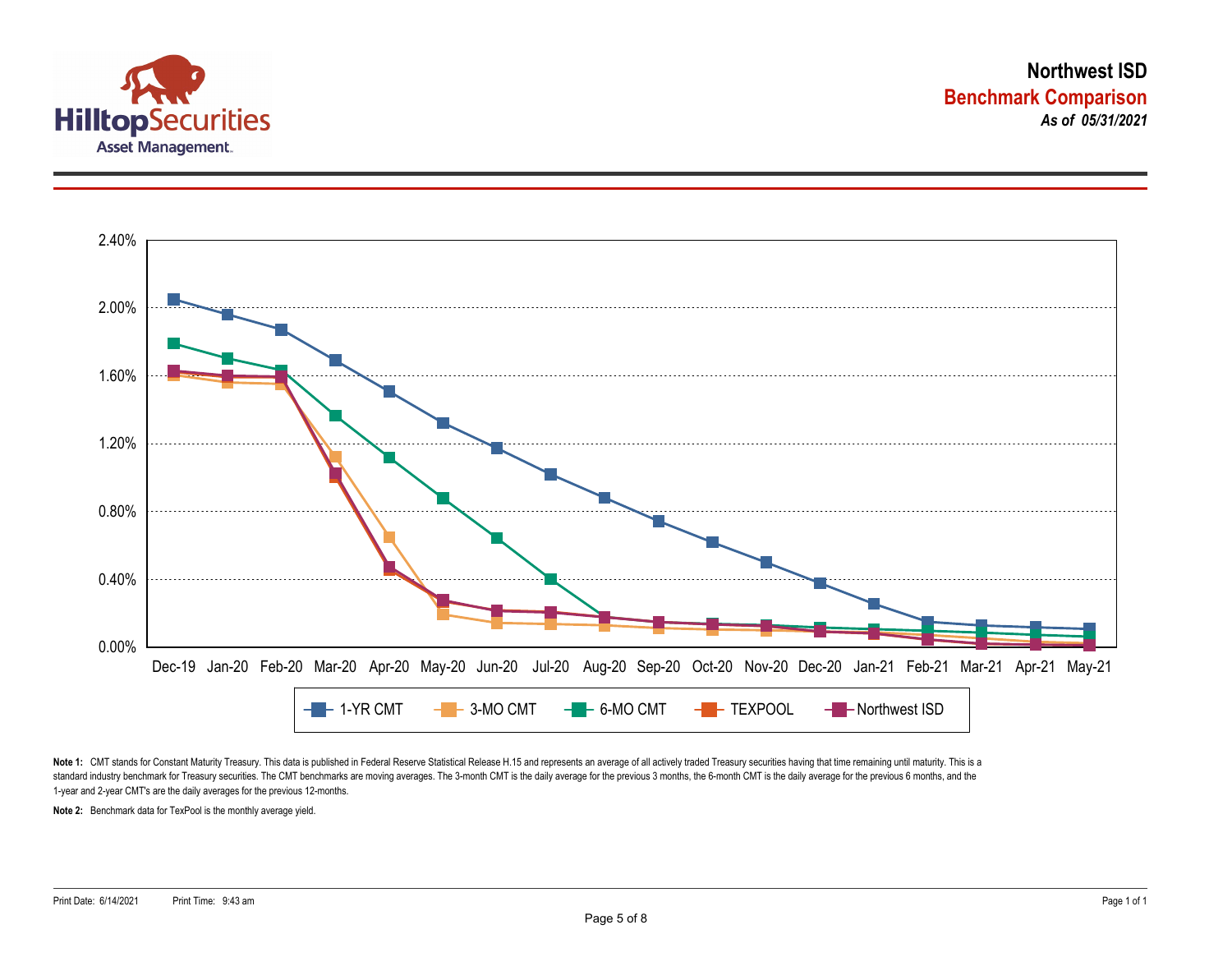**Northwest ISD**

**Benchmark Comparison**

*As of 05/31/2021*

2.40%
2.00%
1.60%
1.20%
0.80%
0.40%
0.00%

Dec-19 Jan-20 Feb-20 Mar-20 Apr-20 May-20 Jun-20 Jul-20 Aug-20 Sep-20 Oct-20 Nov-20 Dec-20 Jan-21 Feb-21 Mar-21 Apr-21 May-21

1-YR CMT | 3-MO CMT | 6-MO CMT | TEXPOOL | Northwest ISD

**Note 1:** CMT stands for Constant Maturity Treasury. This data is published in Federal Reserve Statistical Release H.15 and represents an average of all actively traded Treasury securities having that time remaining until maturity. This is a standard industry benchmark for Treasury securities. The CMT benchmarks are moving averages. The 3-month CMT is the daily average for the previous 3 months, the 6-month CMT is the daily average for the previous 6 months, and the 1-year and 2-year CMT's are the daily averages for the previous 12-months.

**Note 2:** Benchmark data for TexPool is the monthly average yield.

Print Date: 6/14/2021 Print Time: 9:43 am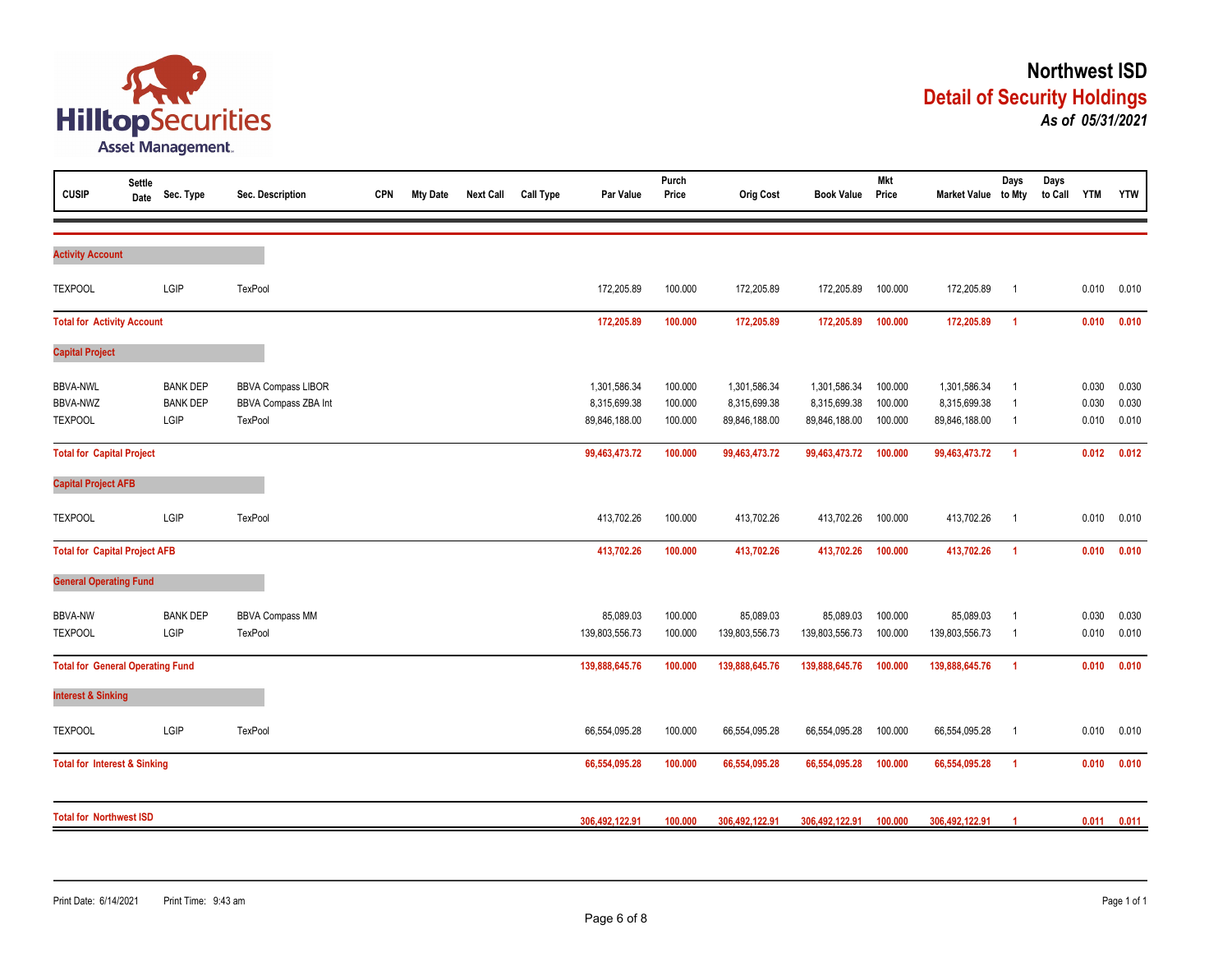# Northwest ISD

## Detail of Security Holdings

*As of 05/31/2021*

| CUSIP | Settle Date | Sec. Type | Sec. Description | CPN | Mty Date | Next Call | Call Type | Par Value | Purch Price | Orig Cost | Book Value | Mkt Price | Market Value | Days to Mty | Days to Call | YTM | YTW |
|---|---|---|---|---|---|---|---|---|---|---|---|---|---|---|---|---|---|
| **Activity Account** | | | | | | | | | | | | | | | | | |
| TEXPOOL | | LGIP | TexPool | | | | | 172,205.89 | 100.000 | 172,205.89 | 172,205.89 | 100.000 | 172,205.89 | 1 | | 0.010 | 0.010 |
| **Total for Activity Account** | | | | | | | | **172,205.89** | **100.000** | **172,205.89** | **172,205.89** | **100.000** | **172,205.89** | **1** | | **0.010** | **0.010** |
| **Capital Project** | | | | | | | | | | | | | | | | | |
| BBVA-NWL | | BANK DEP | BBVA Compass LIBOR | | | | | 1,301,586.34 | 100.000 | 1,301,586.34 | 1,301,586.34 | 100.000 | 1,301,586.34 | 1 | | 0.030 | 0.030 |
| BBVA-NWZ | | BANK DEP | BBVA Compass ZBA Int | | | | | 8,315,699.38 | 100.000 | 8,315,699.38 | 8,315,699.38 | 100.000 | 8,315,699.38 | 1 | | 0.030 | 0.030 |
| TEXPOOL | | LGIP | TexPool | | | | | 89,846,188.00 | 100.000 | 89,846,188.00 | 89,846,188.00 | 100.000 | 89,846,188.00 | 1 | | 0.010 | 0.010 |
| **Total for Capital Project** | | | | | | | | **99,463,473.72** | **100.000** | **99,463,473.72** | **99,463,473.72** | **100.000** | **99,463,473.72** | **1** | | **0.012** | **0.012** |
| **Capital Project AFB** | | | | | | | | | | | | | | | | | |
| TEXPOOL | | LGIP | TexPool | | | | | 413,702.26 | 100.000 | 413,702.26 | 413,702.26 | 100.000 | 413,702.26 | 1 | | 0.010 | 0.010 |
| **Total for Capital Project AFB** | | | | | | | | **413,702.26** | **100.000** | **413,702.26** | **413,702.26** | **100.000** | **413,702.26** | **1** | | **0.010** | **0.010** |
| **General Operating Fund** | | | | | | | | | | | | | | | | | |
| BBVA-NW | | BANK DEP | BBVA Compass MM | | | | | 85,089.03 | 100.000 | 85,089.03 | 85,089.03 | 100.000 | 85,089.03 | 1 | | 0.030 | 0.030 |
| TEXPOOL | | LGIP | TexPool | | | | | 139,803,556.73 | 100.000 | 139,803,556.73 | 139,803,556.73 | 100.000 | 139,803,556.73 | 1 | | 0.010 | 0.010 |
| **Total for General Operating Fund** | | | | | | | | **139,888,645.76** | **100.000** | **139,888,645.76** | **139,888,645.76** | **100.000** | **139,888,645.76** | **1** | | **0.010** | **0.010** |
| **Interest & Sinking** | | | | | | | | | | | | | | | | | |
| TEXPOOL | | LGIP | TexPool | | | | | 66,554,095.28 | 100.000 | 66,554,095.28 | 66,554,095.28 | 100.000 | 66,554,095.28 | 1 | | 0.010 | 0.010 |
| **Total for Interest & Sinking** | | | | | | | | **66,554,095.28** | **100.000** | **66,554,095.28** | **66,554,095.28** | **100.000** | **66,554,095.28** | **1** | | **0.010** | **0.010** |
| **Total for Northwest ISD** | | | | | | | | **306,492,122.91** | **100.000** | **306,492,122.91** | **306,492,122.91** | **100.000** | **306,492,122.91** | **1** | | **0.011** | **0.011** |

Print Date: 6/14/2021 Print Time: 9:43 am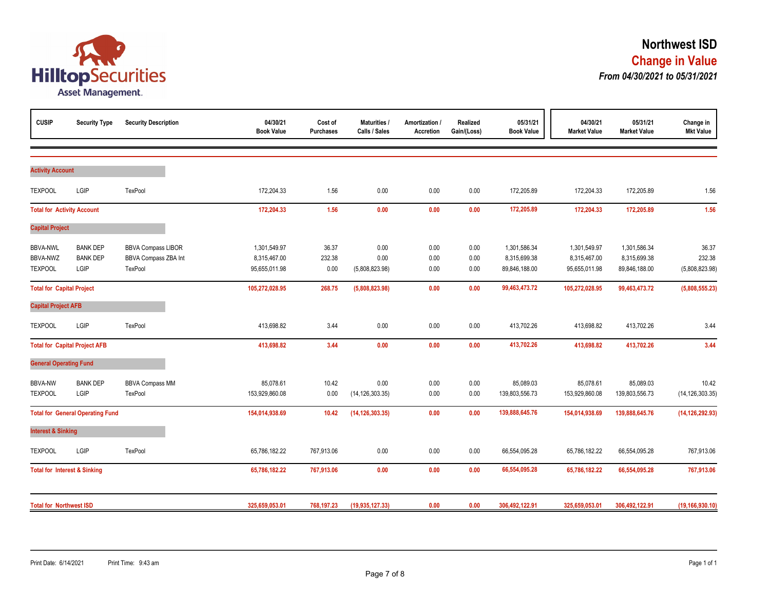# Northwest ISD

## Change in Value

***From 04/30/2021 to 05/31/2021***

| CUSIP | Security Type | Security Description | 04/30/21 Book Value | Cost of Purchases | Maturities / Calls / Sales | Amortization / Accretion | Realized Gain/(Loss) | 05/31/21 Book Value | 04/30/21 Market Value | 05/31/21 Market Value | Change in Mkt Value |
|---|---|---|---|---|---|---|---|---|---|---|---|
| **Activity Account** | | | | | | | | | | | |
| TEXPOOL | LGIP | TexPool | 172,204.33 | 1.56 | 0.00 | 0.00 | 0.00 | 172,205.89 | 172,204.33 | 172,205.89 | 1.56 |
| **Total for Activity Account** | | | **172,204.33** | **1.56** | **0.00** | **0.00** | **0.00** | **172,205.89** | **172,204.33** | **172,205.89** | **1.56** |
| **Capital Project** | | | | | | | | | | | |
| BBVA-NWL | BANK DEP | BBVA Compass LIBOR | 1,301,549.97 | 36.37 | 0.00 | 0.00 | 0.00 | 1,301,586.34 | 1,301,549.97 | 1,301,586.34 | 36.37 |
| BBVA-NWZ | BANK DEP | BBVA Compass ZBA Int | 8,315,467.00 | 232.38 | 0.00 | 0.00 | 0.00 | 8,315,699.38 | 8,315,467.00 | 8,315,699.38 | 232.38 |
| TEXPOOL | LGIP | TexPool | 95,655,011.98 | 0.00 | (5,808,823.98) | 0.00 | 0.00 | 89,846,188.00 | 95,655,011.98 | 89,846,188.00 | (5,808,823.98) |
| **Total for Capital Project** | | | **105,272,028.95** | **268.75** | **(5,808,823.98)** | **0.00** | **0.00** | **99,463,473.72** | **105,272,028.95** | **99,463,473.72** | **(5,808,555.23)** |
| **Capital Project AFB** | | | | | | | | | | | |
| TEXPOOL | LGIP | TexPool | 413,698.82 | 3.44 | 0.00 | 0.00 | 0.00 | 413,702.26 | 413,698.82 | 413,702.26 | 3.44 |
| **Total for Capital Project AFB** | | | **413,698.82** | **3.44** | **0.00** | **0.00** | **0.00** | **413,702.26** | **413,698.82** | **413,702.26** | **3.44** |
| **General Operating Fund** | | | | | | | | | | | |
| BBVA-NW | BANK DEP | BBVA Compass MM | 85,078.61 | 10.42 | 0.00 | 0.00 | 0.00 | 85,089.03 | 85,078.61 | 85,089.03 | 10.42 |
| TEXPOOL | LGIP | TexPool | 153,929,860.08 | 0.00 | (14,126,303.35) | 0.00 | 0.00 | 139,803,556.73 | 153,929,860.08 | 139,803,556.73 | (14,126,303.35) |
| **Total for General Operating Fund** | | | **154,014,938.69** | **10.42** | **(14,126,303.35)** | **0.00** | **0.00** | **139,888,645.76** | **154,014,938.69** | **139,888,645.76** | **(14,126,292.93)** |
| **Interest & Sinking** | | | | | | | | | | | |
| TEXPOOL | LGIP | TexPool | 65,786,182.22 | 767,913.06 | 0.00 | 0.00 | 0.00 | 66,554,095.28 | 65,786,182.22 | 66,554,095.28 | 767,913.06 |
| **Total for Interest & Sinking** | | | **65,786,182.22** | **767,913.06** | **0.00** | **0.00** | **0.00** | **66,554,095.28** | **65,786,182.22** | **66,554,095.28** | **767,913.06** |
| **Total for Northwest ISD** | | | **325,659,053.01** | **768,197.23** | **(19,935,127.33)** | **0.00** | **0.00** | **306,492,122.91** | **325,659,053.01** | **306,492,122.91** | **(19,166,930.10)** |

Print Date: 6/14/2021 Print Time: 9:43 am Page 1 of 1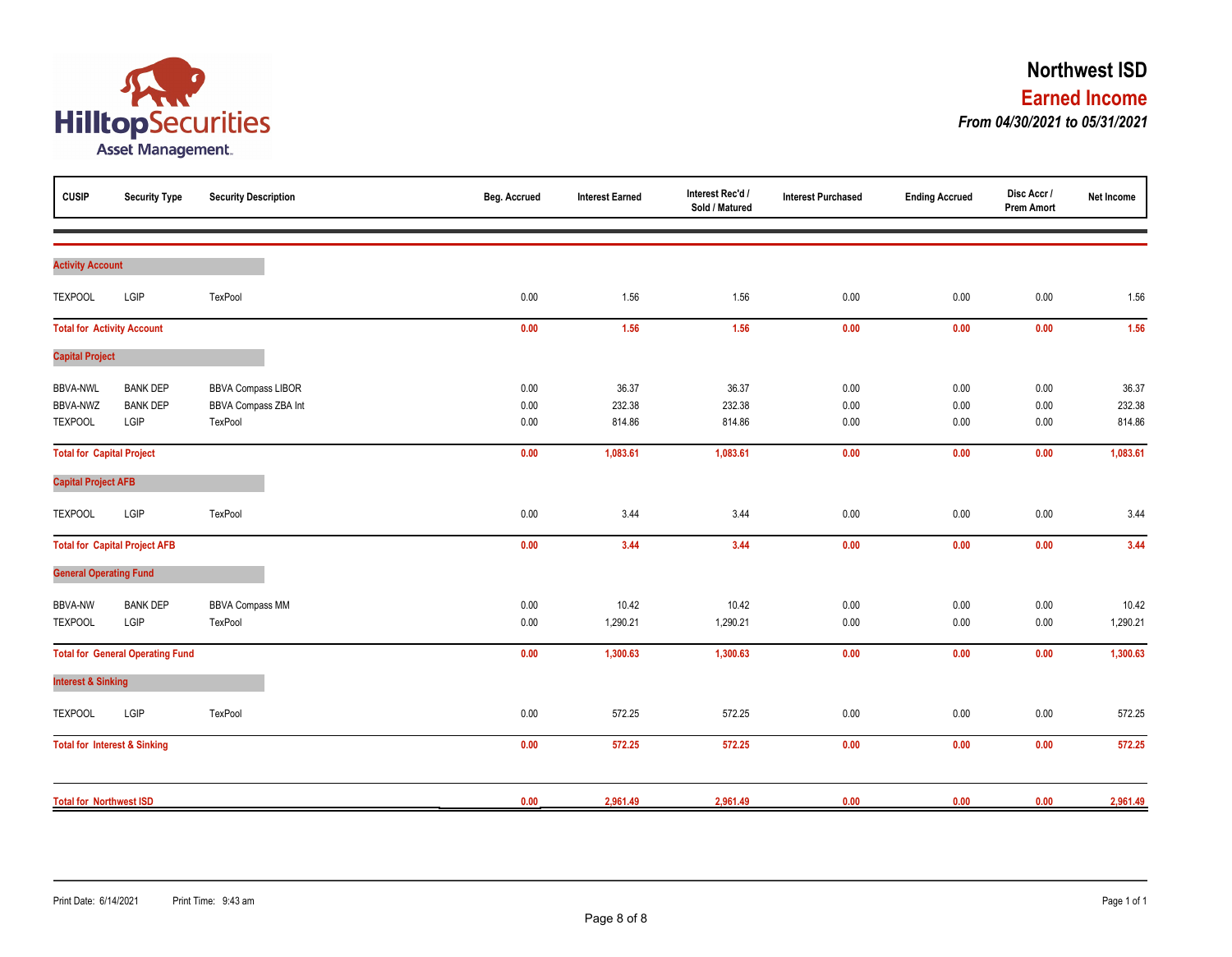HilltopSecurities Asset Management.

# Northwest ISD

## Earned Income

***From 04/30/2021 to 05/31/2021***

| CUSIP | Security Type | Security Description | Beg. Accrued | Interest Earned | Interest Rec'd / Sold / Matured | Interest Purchased | Ending Accrued | Disc Accr / Prem Amort | Net Income |
|---|---|---|---|---|---|---|---|---|---|
| **Activity Account** | | | | | | | | | |
| TEXPOOL | LGIP | TexPool | 0.00 | 1.56 | 1.56 | 0.00 | 0.00 | 0.00 | 1.56 |
| **Total for Activity Account** | | | **0.00** | **1.56** | **1.56** | **0.00** | **0.00** | **0.00** | **1.56** |
| **Capital Project** | | | | | | | | | |
| BBVA-NWL | BANK DEP | BBVA Compass LIBOR | 0.00 | 36.37 | 36.37 | 0.00 | 0.00 | 0.00 | 36.37 |
| BBVA-NWZ | BANK DEP | BBVA Compass ZBA Int | 0.00 | 232.38 | 232.38 | 0.00 | 0.00 | 0.00 | 232.38 |
| TEXPOOL | LGIP | TexPool | 0.00 | 814.86 | 814.86 | 0.00 | 0.00 | 0.00 | 814.86 |
| **Total for Capital Project** | | | **0.00** | **1,083.61** | **1,083.61** | **0.00** | **0.00** | **0.00** | **1,083.61** |
| **Capital Project AFB** | | | | | | | | | |
| TEXPOOL | LGIP | TexPool | 0.00 | 3.44 | 3.44 | 0.00 | 0.00 | 0.00 | 3.44 |
| **Total for Capital Project AFB** | | | **0.00** | **3.44** | **3.44** | **0.00** | **0.00** | **0.00** | **3.44** |
| **General Operating Fund** | | | | | | | | | |
| BBVA-NW | BANK DEP | BBVA Compass MM | 0.00 | 10.42 | 10.42 | 0.00 | 0.00 | 0.00 | 10.42 |
| TEXPOOL | LGIP | TexPool | 0.00 | 1,290.21 | 1,290.21 | 0.00 | 0.00 | 0.00 | 1,290.21 |
| **Total for General Operating Fund** | | | **0.00** | **1,300.63** | **1,300.63** | **0.00** | **0.00** | **0.00** | **1,300.63** |
| **Interest & Sinking** | | | | | | | | | |
| TEXPOOL | LGIP | TexPool | 0.00 | 572.25 | 572.25 | 0.00 | 0.00 | 0.00 | 572.25 |
| **Total for Interest & Sinking** | | | **0.00** | **572.25** | **572.25** | **0.00** | **0.00** | **0.00** | **572.25** |
| **Total for Northwest ISD** | | | **0.00** | **2,961.49** | **2,961.49** | **0.00** | **0.00** | **0.00** | **2,961.49** |

Print Date: 6/14/2021 Print Time: 9:43 am